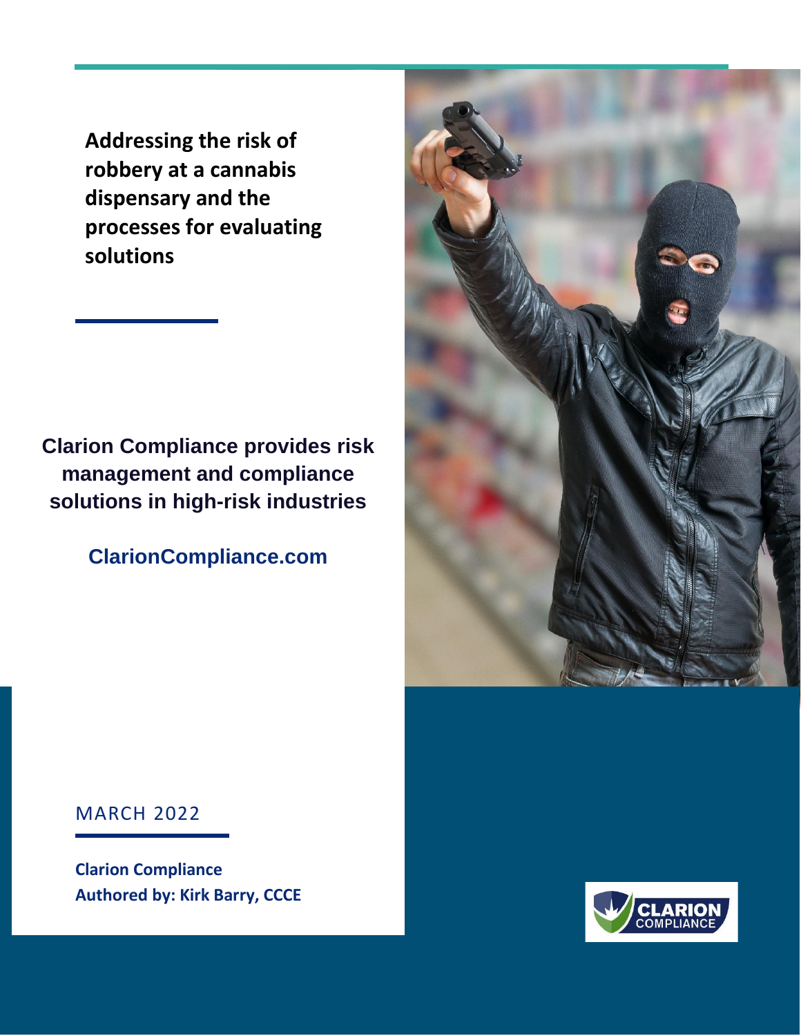# Addressing the risk of robbery at a cannabis dispensary and the processes for evaluating solutions

**Clarion Compliance provides risk management and compliance solutions in high-risk industries**

**ClarionCompliance.com**

MARCH 2022

**Clarion Compliance**
**Authored by: Kirk Barry, CCCE**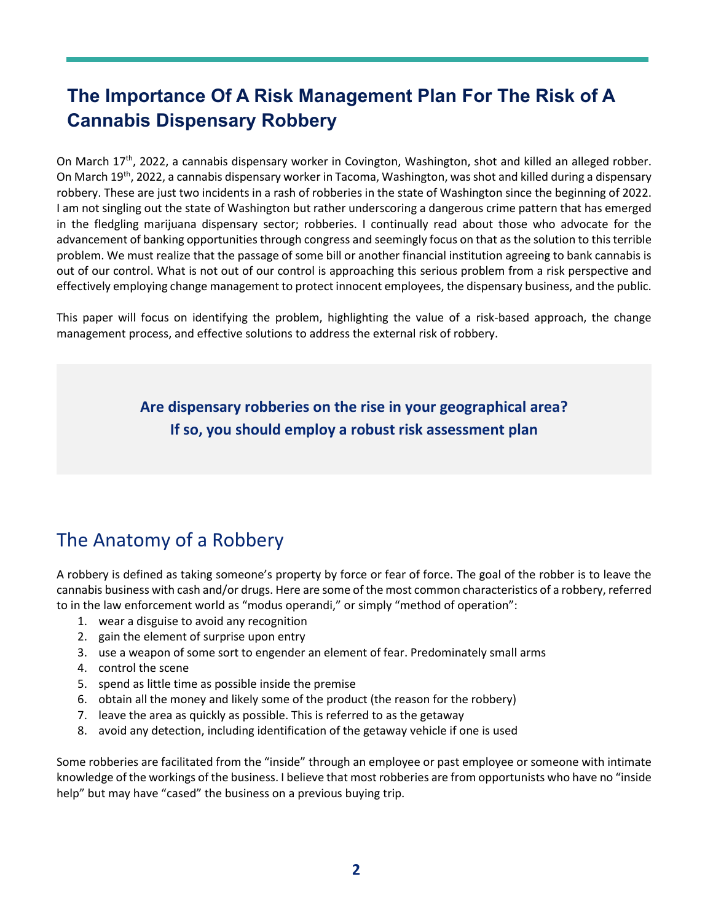# The Importance Of A Risk Management Plan For The Risk of A Cannabis Dispensary Robbery

On March 17th, 2022, a cannabis dispensary worker in Covington, Washington, shot and killed an alleged robber. On March 19th, 2022, a cannabis dispensary worker in Tacoma, Washington, was shot and killed during a dispensary robbery. These are just two incidents in a rash of robberies in the state of Washington since the beginning of 2022. I am not singling out the state of Washington but rather underscoring a dangerous crime pattern that has emerged in the fledgling marijuana dispensary sector; robberies. I continually read about those who advocate for the advancement of banking opportunities through congress and seemingly focus on that as the solution to this terrible problem. We must realize that the passage of some bill or another financial institution agreeing to bank cannabis is out of our control. What is not out of our control is approaching this serious problem from a risk perspective and effectively employing change management to protect innocent employees, the dispensary business, and the public.

This paper will focus on identifying the problem, highlighting the value of a risk-based approach, the change management process, and effective solutions to address the external risk of robbery.

**Are dispensary robberies on the rise in your geographical area?**
**If so, you should employ a robust risk assessment plan**

## The Anatomy of a Robbery

A robbery is defined as taking someone's property by force or fear of force. The goal of the robber is to leave the cannabis business with cash and/or drugs. Here are some of the most common characteristics of a robbery, referred to in the law enforcement world as "modus operandi," or simply "method of operation":

1. wear a disguise to avoid any recognition
2. gain the element of surprise upon entry
3. use a weapon of some sort to engender an element of fear. Predominately small arms
4. control the scene
5. spend as little time as possible inside the premise
6. obtain all the money and likely some of the product (the reason for the robbery)
7. leave the area as quickly as possible. This is referred to as the getaway
8. avoid any detection, including identification of the getaway vehicle if one is used

Some robberies are facilitated from the "inside" through an employee or past employee or someone with intimate knowledge of the workings of the business. I believe that most robberies are from opportunists who have no "inside help" but may have "cased" the business on a previous buying trip.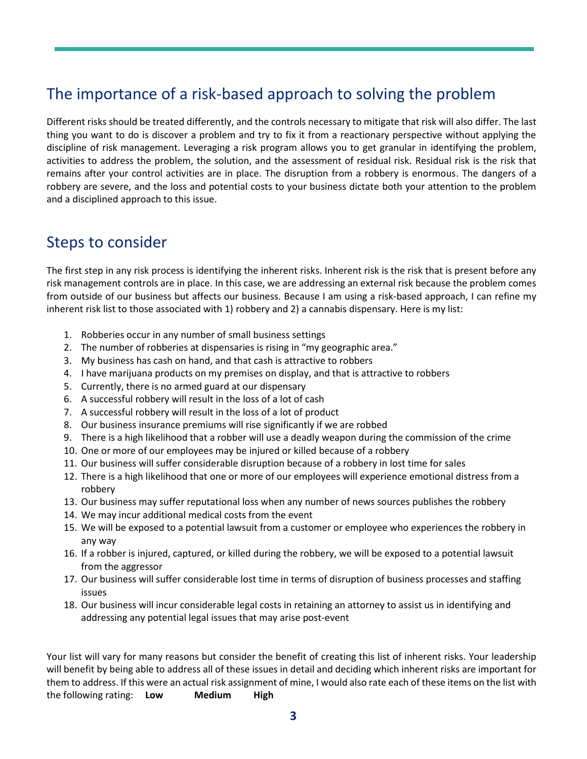## The importance of a risk-based approach to solving the problem

Different risks should be treated differently, and the controls necessary to mitigate that risk will also differ. The last thing you want to do is discover a problem and try to fix it from a reactionary perspective without applying the discipline of risk management. Leveraging a risk program allows you to get granular in identifying the problem, activities to address the problem, the solution, and the assessment of residual risk. Residual risk is the risk that remains after your control activities are in place. The disruption from a robbery is enormous. The dangers of a robbery are severe, and the loss and potential costs to your business dictate both your attention to the problem and a disciplined approach to this issue.

## Steps to consider

The first step in any risk process is identifying the inherent risks. Inherent risk is the risk that is present before any risk management controls are in place. In this case, we are addressing an external risk because the problem comes from outside of our business but affects our business. Because I am using a risk-based approach, I can refine my inherent risk list to those associated with 1) robbery and 2) a cannabis dispensary. Here is my list:

1. Robberies occur in any number of small business settings
2. The number of robberies at dispensaries is rising in "my geographic area."
3. My business has cash on hand, and that cash is attractive to robbers
4. I have marijuana products on my premises on display, and that is attractive to robbers
5. Currently, there is no armed guard at our dispensary
6. A successful robbery will result in the loss of a lot of cash
7. A successful robbery will result in the loss of a lot of product
8. Our business insurance premiums will rise significantly if we are robbed
9. There is a high likelihood that a robber will use a deadly weapon during the commission of the crime
10. One or more of our employees may be injured or killed because of a robbery
11. Our business will suffer considerable disruption because of a robbery in lost time for sales
12. There is a high likelihood that one or more of our employees will experience emotional distress from a robbery
13. Our business may suffer reputational loss when any number of news sources publishes the robbery
14. We may incur additional medical costs from the event
15. We will be exposed to a potential lawsuit from a customer or employee who experiences the robbery in any way
16. If a robber is injured, captured, or killed during the robbery, we will be exposed to a potential lawsuit from the aggressor
17. Our business will suffer considerable lost time in terms of disruption of business processes and staffing issues
18. Our business will incur considerable legal costs in retaining an attorney to assist us in identifying and addressing any potential legal issues that may arise post-event

Your list will vary for many reasons but consider the benefit of creating this list of inherent risks. Your leadership will benefit by being able to address all of these issues in detail and deciding which inherent risks are important for them to address. If this were an actual risk assignment of mine, I would also rate each of these items on the list with the following rating: **Low** **Medium** **High**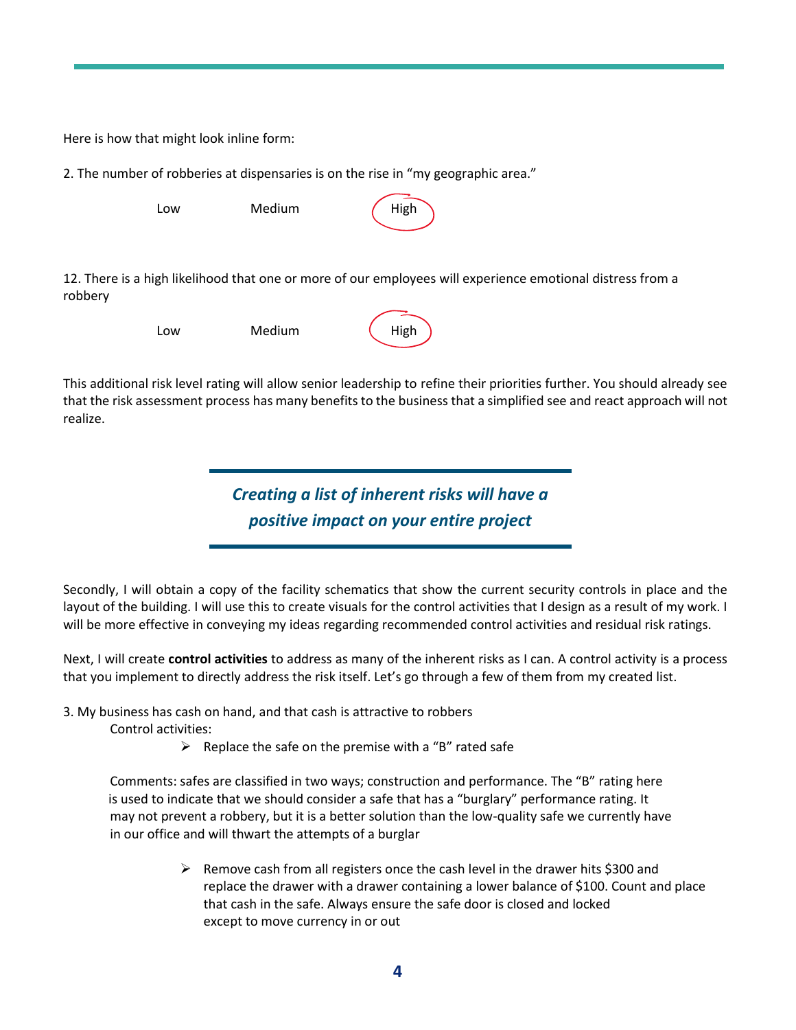Here is how that might look inline form:

2. The number of robberies at dispensaries is on the rise in “my geographic area.”

Low Medium **(High)**

12. There is a high likelihood that one or more of our employees will experience emotional distress from a robbery

Low Medium **(High)**

This additional risk level rating will allow senior leadership to refine their priorities further. You should already see that the risk assessment process has many benefits to the business that a simplified see and react approach will not realize.

> ***Creating a list of inherent risks will have a positive impact on your entire project***

Secondly, I will obtain a copy of the facility schematics that show the current security controls in place and the layout of the building. I will use this to create visuals for the control activities that I design as a result of my work. I will be more effective in conveying my ideas regarding recommended control activities and residual risk ratings.

Next, I will create **control activities** to address as many of the inherent risks as I can. A control activity is a process that you implement to directly address the risk itself. Let’s go through a few of them from my created list.

3. My business has cash on hand, and that cash is attractive to robbers

   Control activities:

   - Replace the safe on the premise with a “B” rated safe

   Comments: safes are classified in two ways; construction and performance. The “B” rating here is used to indicate that we should consider a safe that has a “burglary” performance rating. It may not prevent a robbery, but it is a better solution than the low-quality safe we currently have in our office and will thwart the attempts of a burglar

   - Remove cash from all registers once the cash level in the drawer hits $300 and replace the drawer with a drawer containing a lower balance of $100. Count and place that cash in the safe. Always ensure the safe door is closed and locked except to move currency in or out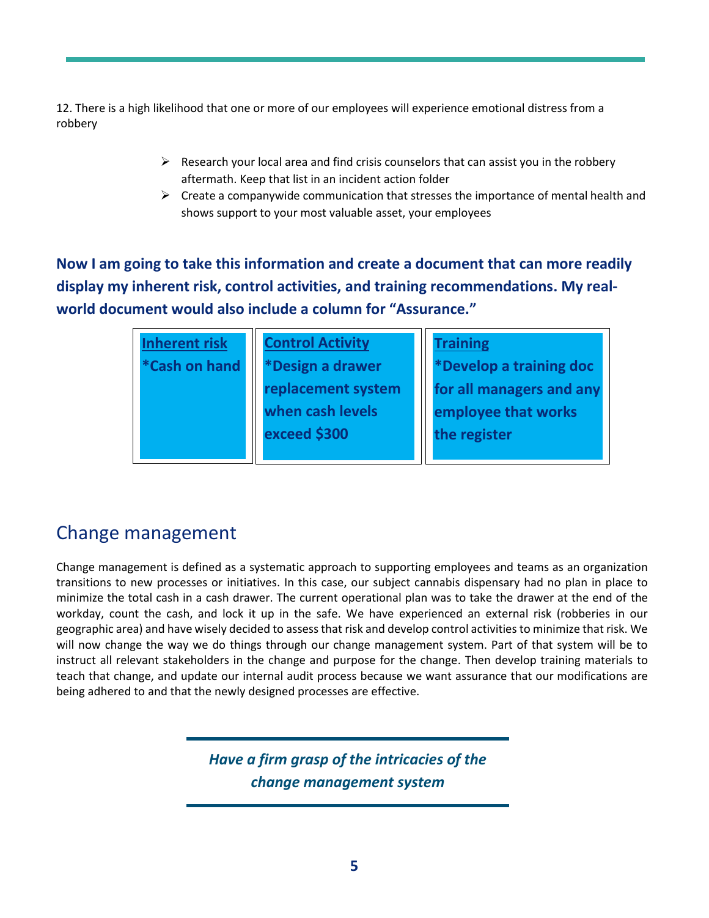12. There is a high likelihood that one or more of our employees will experience emotional distress from a robbery

- Research your local area and find crisis counselors that can assist you in the robbery aftermath. Keep that list in an incident action folder
- Create a companywide communication that stresses the importance of mental health and shows support to your most valuable asset, your employees

**Now I am going to take this information and create a document that can more readily display my inherent risk, control activities, and training recommendations. My real-world document would also include a column for "Assurance."**

| Inherent risk | Control Activity | Training |
| --- | --- | --- |
| *Cash on hand | *Design a drawer replacement system when cash levels exceed $300 | *Develop a training doc for all managers and any employee that works the register |

## Change management

Change management is defined as a systematic approach to supporting employees and teams as an organization transitions to new processes or initiatives. In this case, our subject cannabis dispensary had no plan in place to minimize the total cash in a cash drawer. The current operational plan was to take the drawer at the end of the workday, count the cash, and lock it up in the safe. We have experienced an external risk (robberies in our geographic area) and have wisely decided to assess that risk and develop control activities to minimize that risk. We will now change the way we do things through our change management system. Part of that system will be to instruct all relevant stakeholders in the change and purpose for the change. Then develop training materials to teach that change, and update our internal audit process because we want assurance that our modifications are being adhered to and that the newly designed processes are effective.

***Have a firm grasp of the intricacies of the change management system***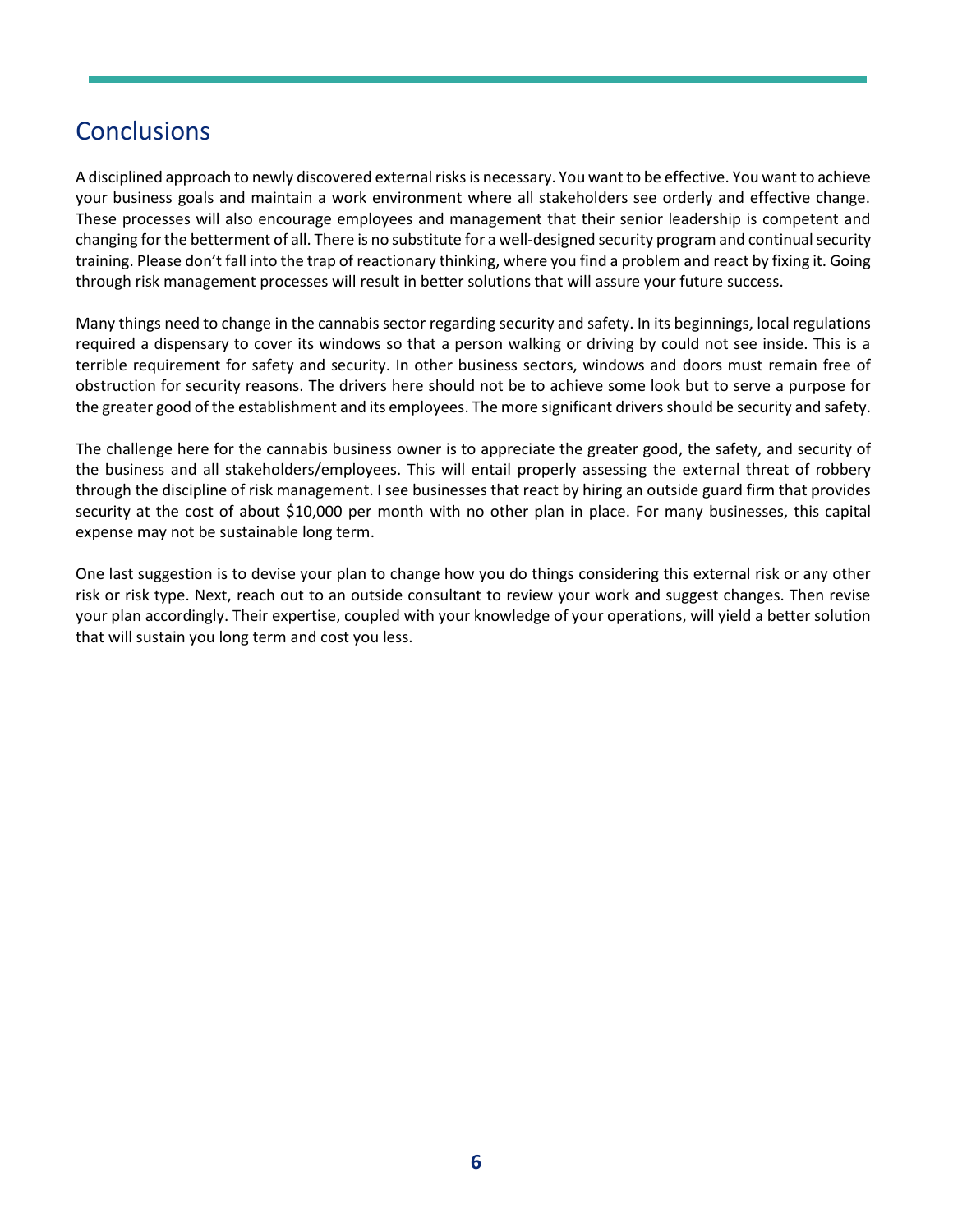## Conclusions

A disciplined approach to newly discovered external risks is necessary. You want to be effective. You want to achieve your business goals and maintain a work environment where all stakeholders see orderly and effective change. These processes will also encourage employees and management that their senior leadership is competent and changing for the betterment of all. There is no substitute for a well-designed security program and continual security training. Please don't fall into the trap of reactionary thinking, where you find a problem and react by fixing it. Going through risk management processes will result in better solutions that will assure your future success.

Many things need to change in the cannabis sector regarding security and safety. In its beginnings, local regulations required a dispensary to cover its windows so that a person walking or driving by could not see inside. This is a terrible requirement for safety and security. In other business sectors, windows and doors must remain free of obstruction for security reasons. The drivers here should not be to achieve some look but to serve a purpose for the greater good of the establishment and its employees. The more significant drivers should be security and safety.

The challenge here for the cannabis business owner is to appreciate the greater good, the safety, and security of the business and all stakeholders/employees. This will entail properly assessing the external threat of robbery through the discipline of risk management. I see businesses that react by hiring an outside guard firm that provides security at the cost of about $10,000 per month with no other plan in place. For many businesses, this capital expense may not be sustainable long term.

One last suggestion is to devise your plan to change how you do things considering this external risk or any other risk or risk type. Next, reach out to an outside consultant to review your work and suggest changes. Then revise your plan accordingly. Their expertise, coupled with your knowledge of your operations, will yield a better solution that will sustain you long term and cost you less.